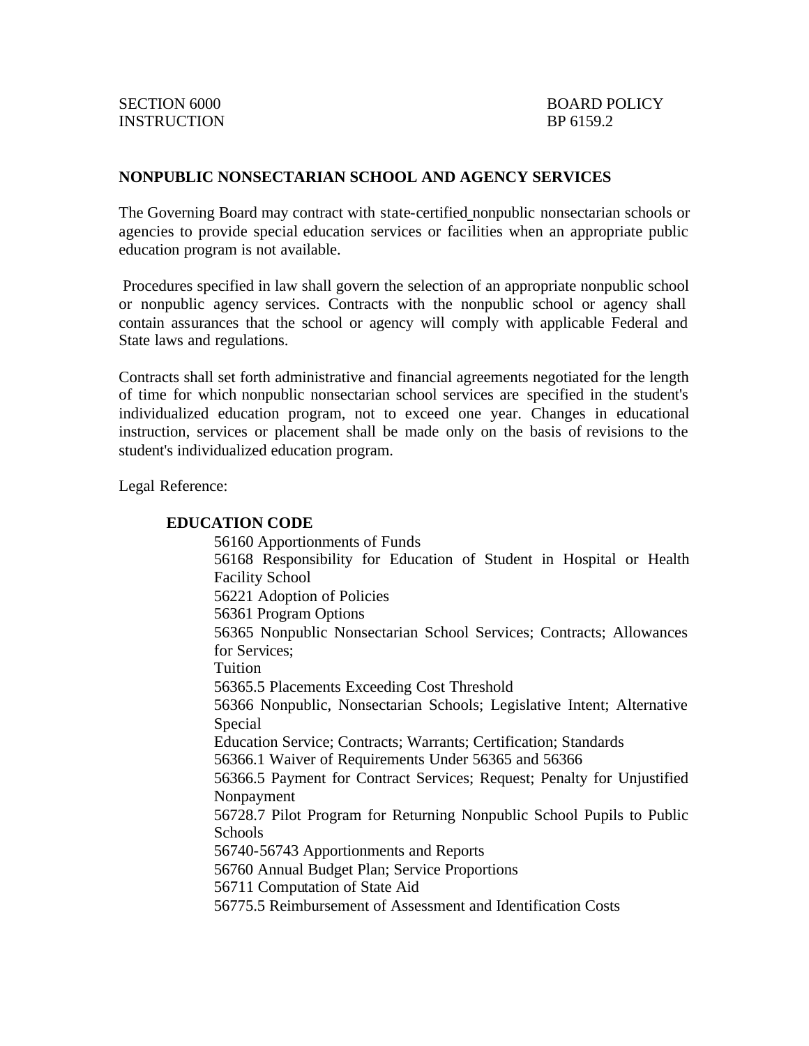SECTION 6000 BOARD POLICY
INSTRUCTION BP 6159.2

## NONPUBLIC NONSECTARIAN SCHOOL AND AGENCY SERVICES

The Governing Board may contract with state-certified nonpublic nonsectarian schools or agencies to provide special education services or facilities when an appropriate public education program is not available.

Procedures specified in law shall govern the selection of an appropriate nonpublic school or nonpublic agency services. Contracts with the nonpublic school or agency shall contain assurances that the school or agency will comply with applicable Federal and State laws and regulations.

Contracts shall set forth administrative and financial agreements negotiated for the length of time for which nonpublic nonsectarian school services are specified in the student's individualized education program, not to exceed one year. Changes in educational instruction, services or placement shall be made only on the basis of revisions to the student's individualized education program.

Legal Reference:

**EDUCATION CODE**

56160 Apportionments of Funds
56168 Responsibility for Education of Student in Hospital or Health Facility School
56221 Adoption of Policies
56361 Program Options
56365 Nonpublic Nonsectarian School Services; Contracts; Allowances for Services;
Tuition
56365.5 Placements Exceeding Cost Threshold
56366 Nonpublic, Nonsectarian Schools; Legislative Intent; Alternative Special
Education Service; Contracts; Warrants; Certification; Standards
56366.1 Waiver of Requirements Under 56365 and 56366
56366.5 Payment for Contract Services; Request; Penalty for Unjustified Nonpayment
56728.7 Pilot Program for Returning Nonpublic School Pupils to Public Schools
56740-56743 Apportionments and Reports
56760 Annual Budget Plan; Service Proportions
56711 Computation of State Aid
56775.5 Reimbursement of Assessment and Identification Costs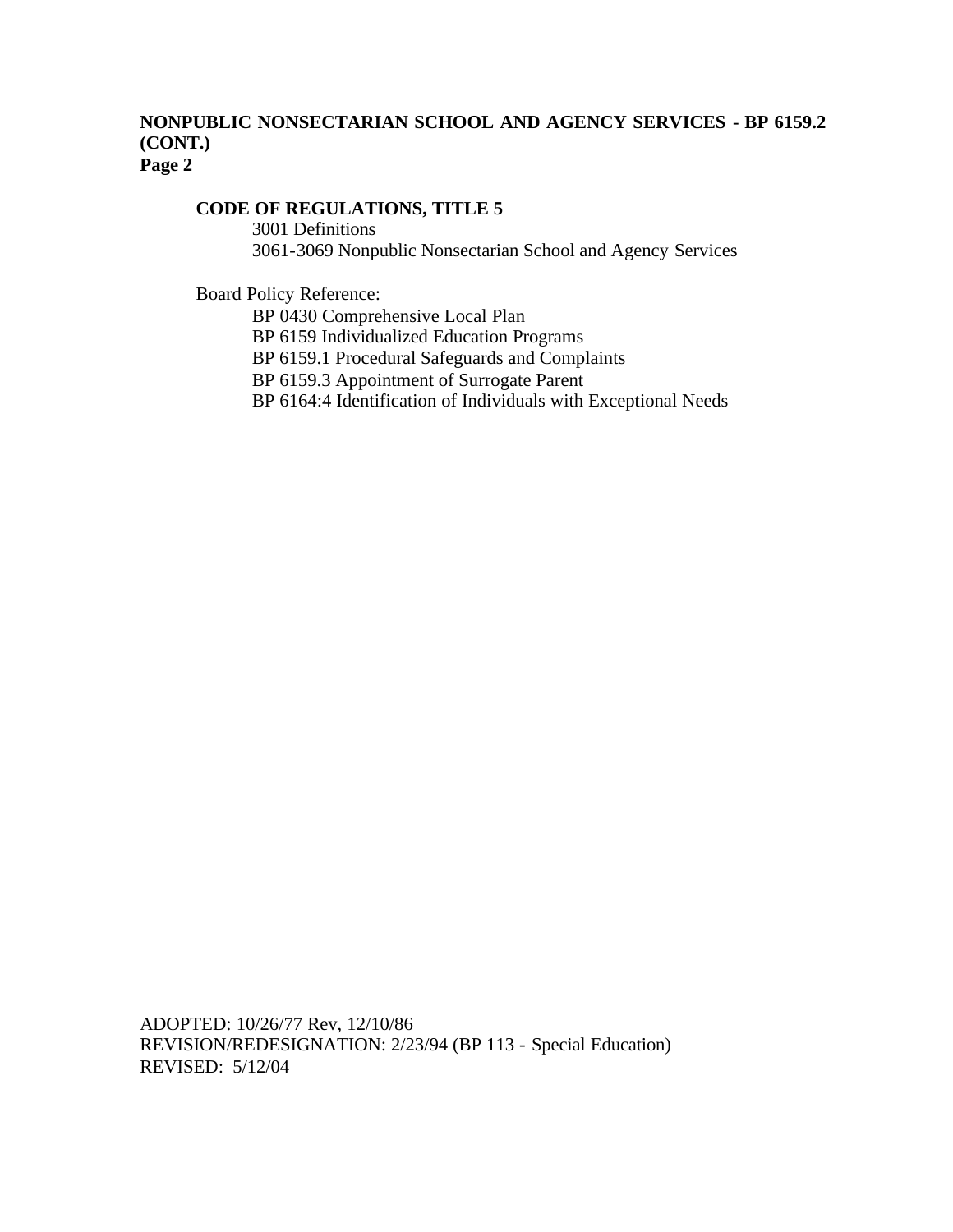**CODE OF REGULATIONS, TITLE 5**

3001 Definitions
3061-3069 Nonpublic Nonsectarian School and Agency Services

Board Policy Reference:

BP 0430 Comprehensive Local Plan
BP 6159 Individualized Education Programs
BP 6159.1 Procedural Safeguards and Complaints
BP 6159.3 Appointment of Surrogate Parent
BP 6164:4 Identification of Individuals with Exceptional Needs

ADOPTED: 10/26/77 Rev, 12/10/86
REVISION/REDESIGNATION: 2/23/94 (BP 113 - Special Education)
REVISED: 5/12/04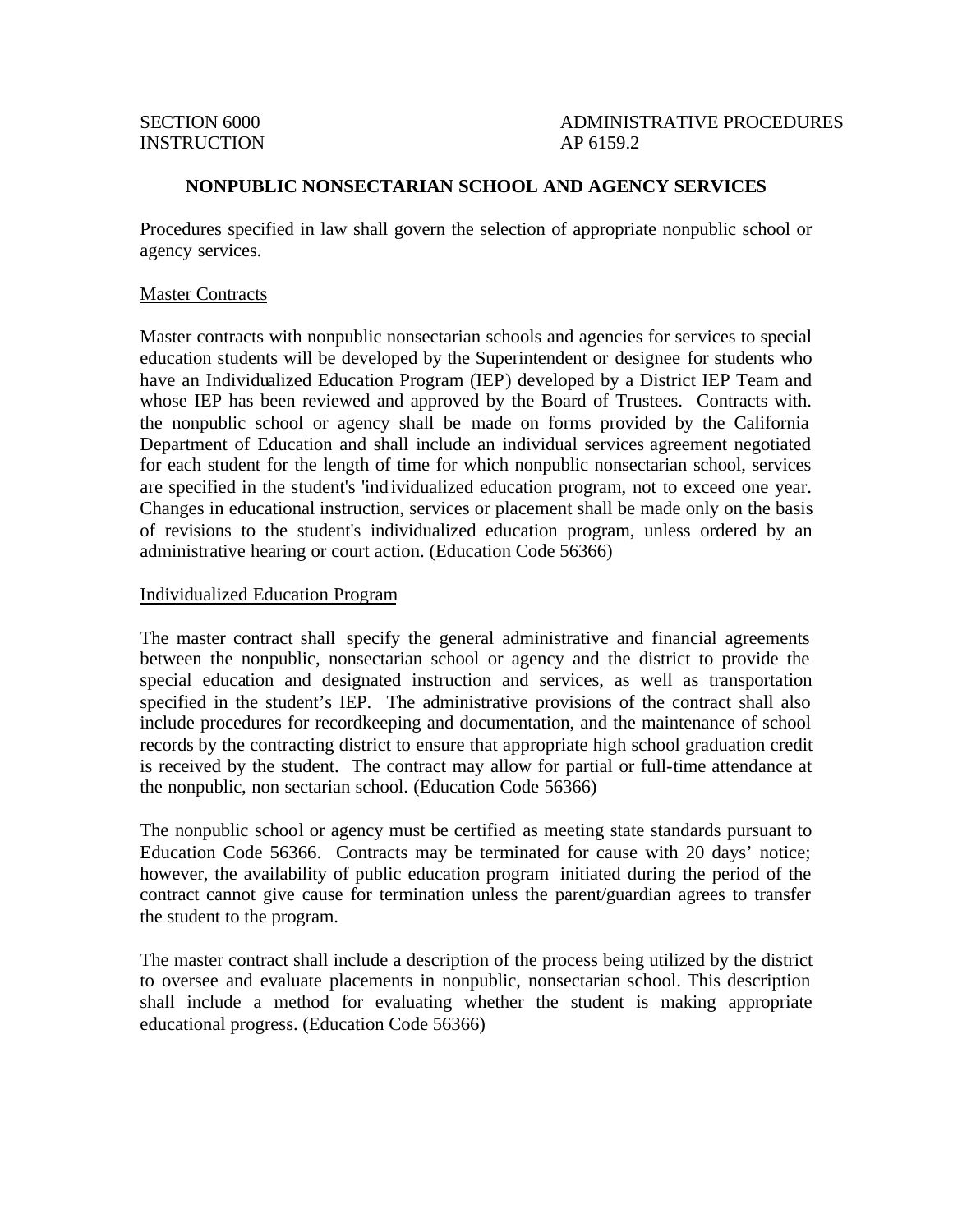SECTION 6000
INSTRUCTION

ADMINISTRATIVE PROCEDURES
AP 6159.2

## NONPUBLIC NONSECTARIAN SCHOOL AND AGENCY SERVICES

Procedures specified in law shall govern the selection of appropriate nonpublic school or agency services.

### Master Contracts

Master contracts with nonpublic nonsectarian schools and agencies for services to special education students will be developed by the Superintendent or designee for students who have an Individualized Education Program (IEP) developed by a District IEP Team and whose IEP has been reviewed and approved by the Board of Trustees. Contracts with. the nonpublic school or agency shall be made on forms provided by the California Department of Education and shall include an individual services agreement negotiated for each student for the length of time for which nonpublic nonsectarian school, services are specified in the student's 'individualized education program, not to exceed one year. Changes in educational instruction, services or placement shall be made only on the basis of revisions to the student's individualized education program, unless ordered by an administrative hearing or court action. (Education Code 56366)

### Individualized Education Program

The master contract shall specify the general administrative and financial agreements between the nonpublic, nonsectarian school or agency and the district to provide the special education and designated instruction and services, as well as transportation specified in the student's IEP. The administrative provisions of the contract shall also include procedures for recordkeeping and documentation, and the maintenance of school records by the contracting district to ensure that appropriate high school graduation credit is received by the student. The contract may allow for partial or full-time attendance at the nonpublic, non sectarian school. (Education Code 56366)

The nonpublic school or agency must be certified as meeting state standards pursuant to Education Code 56366. Contracts may be terminated for cause with 20 days' notice; however, the availability of public education program initiated during the period of the contract cannot give cause for termination unless the parent/guardian agrees to transfer the student to the program.

The master contract shall include a description of the process being utilized by the district to oversee and evaluate placements in nonpublic, nonsectarian school. This description shall include a method for evaluating whether the student is making appropriate educational progress. (Education Code 56366)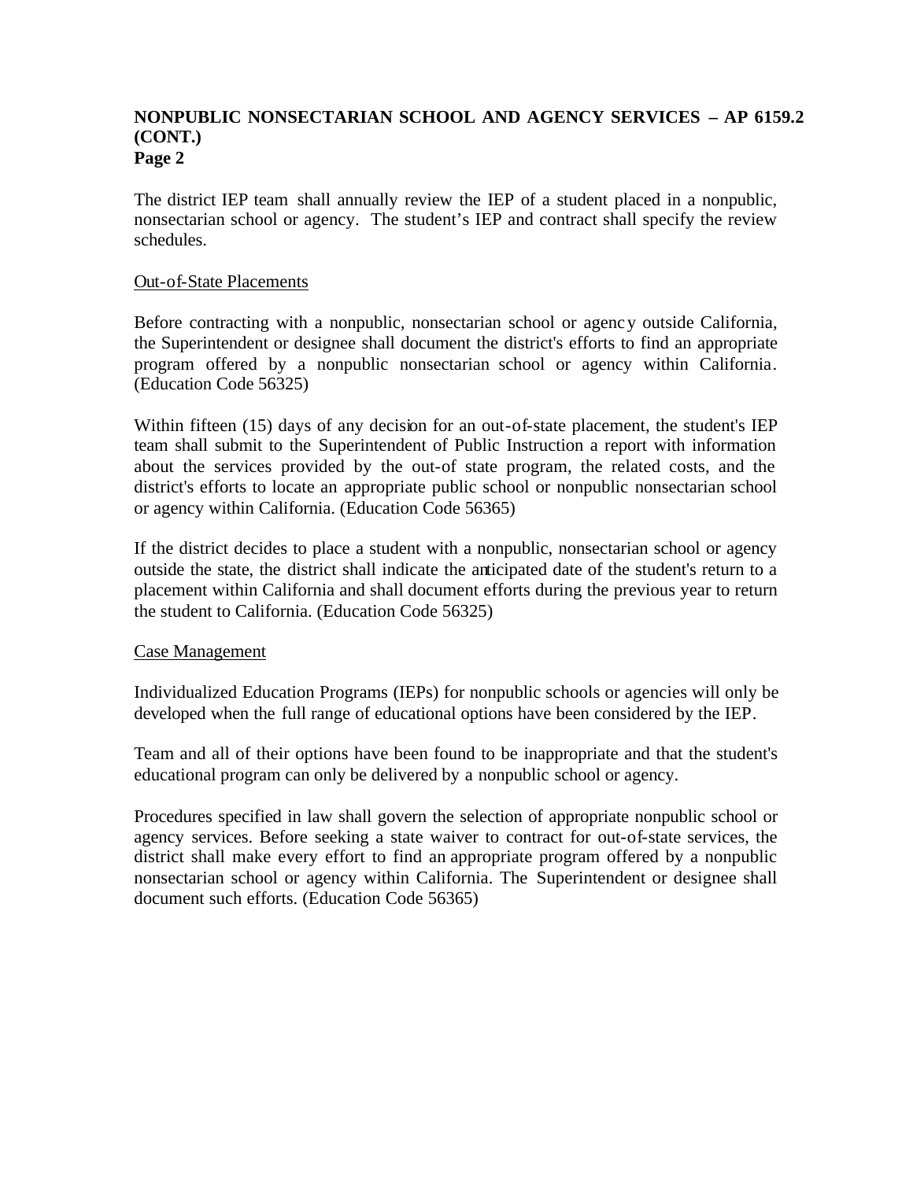The district IEP team shall annually review the IEP of a student placed in a nonpublic, nonsectarian school or agency. The student's IEP and contract shall specify the review schedules.

Out-of-State Placements

Before contracting with a nonpublic, nonsectarian school or agency outside California, the Superintendent or designee shall document the district's efforts to find an appropriate program offered by a nonpublic nonsectarian school or agency within California. (Education Code 56325)

Within fifteen (15) days of any decision for an out-of-state placement, the student's IEP team shall submit to the Superintendent of Public Instruction a report with information about the services provided by the out-of state program, the related costs, and the district's efforts to locate an appropriate public school or nonpublic nonsectarian school or agency within California. (Education Code 56365)

If the district decides to place a student with a nonpublic, nonsectarian school or agency outside the state, the district shall indicate the anticipated date of the student's return to a placement within California and shall document efforts during the previous year to return the student to California. (Education Code 56325)

Case Management

Individualized Education Programs (IEPs) for nonpublic schools or agencies will only be developed when the full range of educational options have been considered by the IEP.

Team and all of their options have been found to be inappropriate and that the student's educational program can only be delivered by a nonpublic school or agency.

Procedures specified in law shall govern the selection of appropriate nonpublic school or agency services. Before seeking a state waiver to contract for out-of-state services, the district shall make every effort to find an appropriate program offered by a nonpublic nonsectarian school or agency within California. The Superintendent or designee shall document such efforts. (Education Code 56365)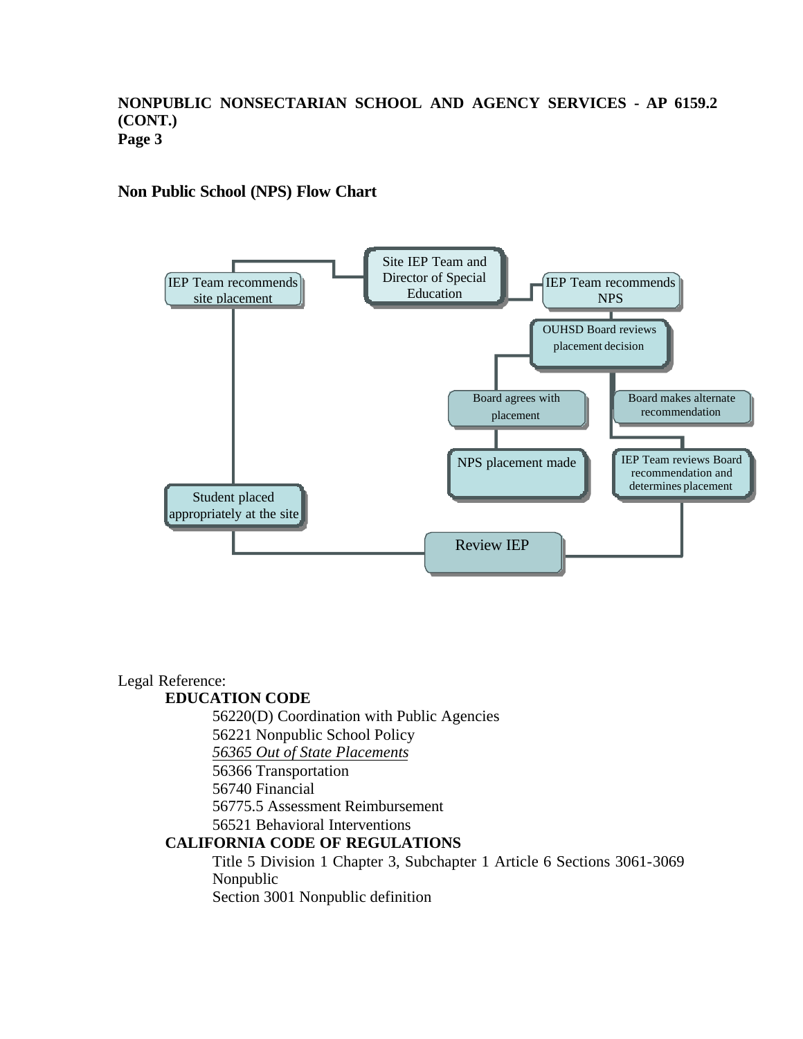**NONPUBLIC NONSECTARIAN SCHOOL AND AGENCY SERVICES - AP 6159.2 (CONT.)**

## Non Public School (NPS) Flow Chart

- Site IEP Team and Director of Special Education
  - IEP Team recommends site placement
    - Student placed appropriately at the site
    - Review IEP
  - IEP Team recommends NPS
    - OUHSD Board reviews placement decision
      - Board agrees with placement
        - NPS placement made
      - Board makes alternate recommendation
        - IEP Team reviews Board recommendation and determines placement
        - Review IEP

Legal Reference:

**EDUCATION CODE**

56220(D) Coordination with Public Agencies
56221 Nonpublic School Policy
*<u>56365 Out of State Placements</u>*
56366 Transportation
56740 Financial
56775.5 Assessment Reimbursement
56521 Behavioral Interventions

**CALIFORNIA CODE OF REGULATIONS**

Title 5 Division 1 Chapter 3, Subchapter 1 Article 6 Sections 3061-3069 Nonpublic
Section 3001 Nonpublic definition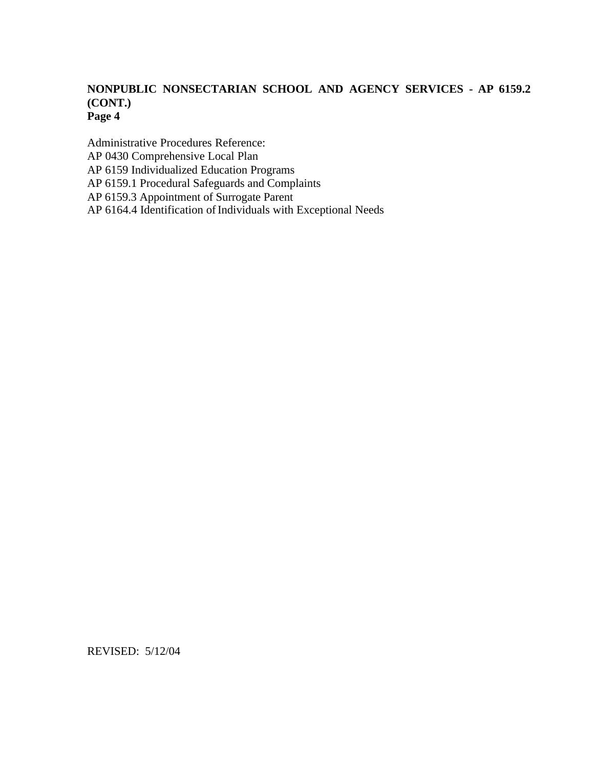Administrative Procedures Reference:
AP 0430 Comprehensive Local Plan
AP 6159 Individualized Education Programs
AP 6159.1 Procedural Safeguards and Complaints
AP 6159.3 Appointment of Surrogate Parent
AP 6164.4 Identification of Individuals with Exceptional Needs

REVISED: 5/12/04